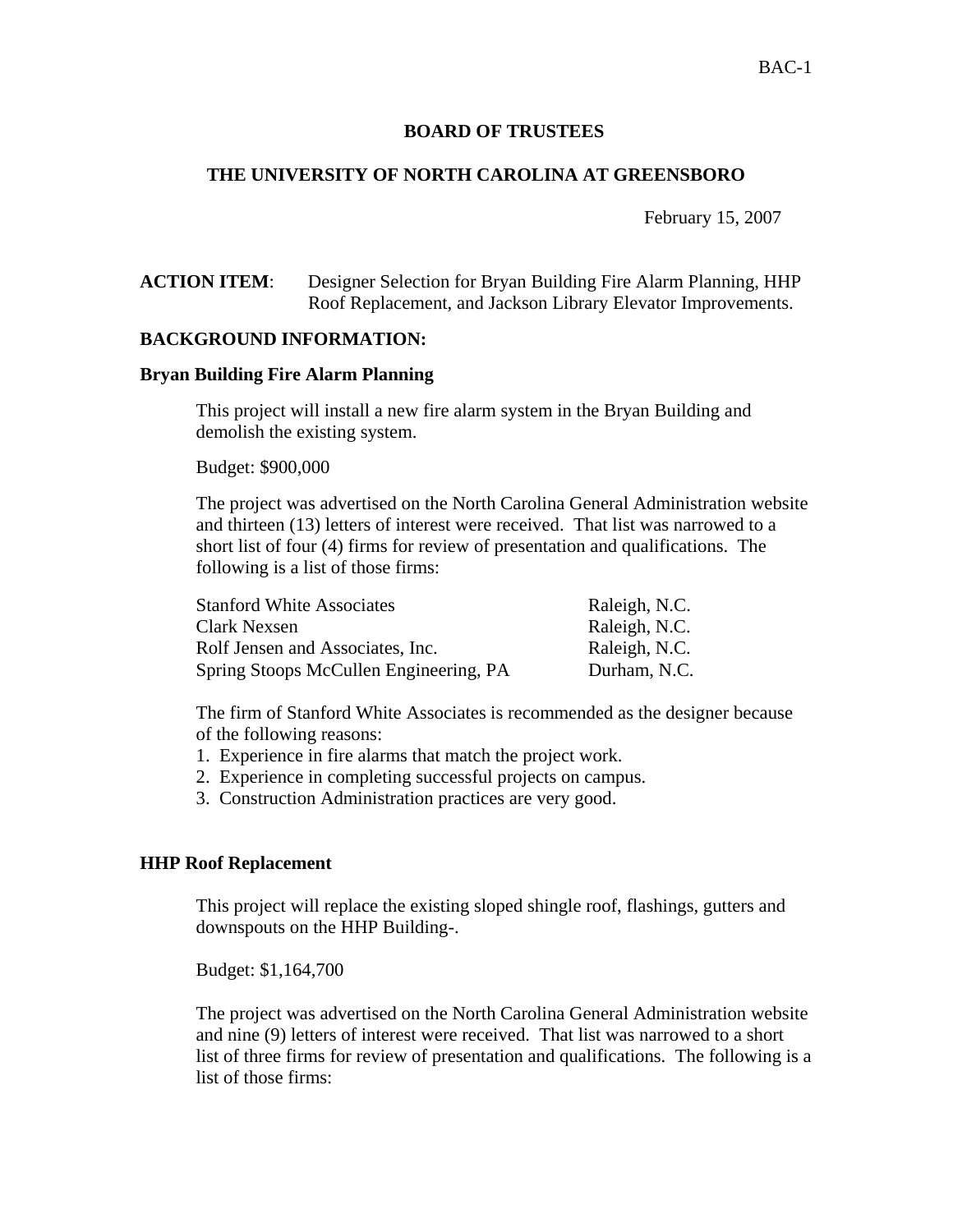BAC-1

**BOARD OF TRUSTEES**

**THE UNIVERSITY OF NORTH CAROLINA AT GREENSBORO**

February 15, 2007

**ACTION ITEM**: Designer Selection for Bryan Building Fire Alarm Planning, HHP Roof Replacement, and Jackson Library Elevator Improvements.

**BACKGROUND INFORMATION:**

**Bryan Building Fire Alarm Planning**

This project will install a new fire alarm system in the Bryan Building and demolish the existing system.

Budget: $900,000

The project was advertised on the North Carolina General Administration website and thirteen (13) letters of interest were received. That list was narrowed to a short list of four (4) firms for review of presentation and qualifications. The following is a list of those firms:

| | |
|---|---|
| Stanford White Associates | Raleigh, N.C. |
| Clark Nexsen | Raleigh, N.C. |
| Rolf Jensen and Associates, Inc. | Raleigh, N.C. |
| Spring Stoops McCullen Engineering, PA | Durham, N.C. |

The firm of Stanford White Associates is recommended as the designer because of the following reasons:

1. Experience in fire alarms that match the project work.
2. Experience in completing successful projects on campus.
3. Construction Administration practices are very good.

**HHP Roof Replacement**

This project will replace the existing sloped shingle roof, flashings, gutters and downspouts on the HHP Building-.

Budget: $1,164,700

The project was advertised on the North Carolina General Administration website and nine (9) letters of interest were received. That list was narrowed to a short list of three firms for review of presentation and qualifications. The following is a list of those firms: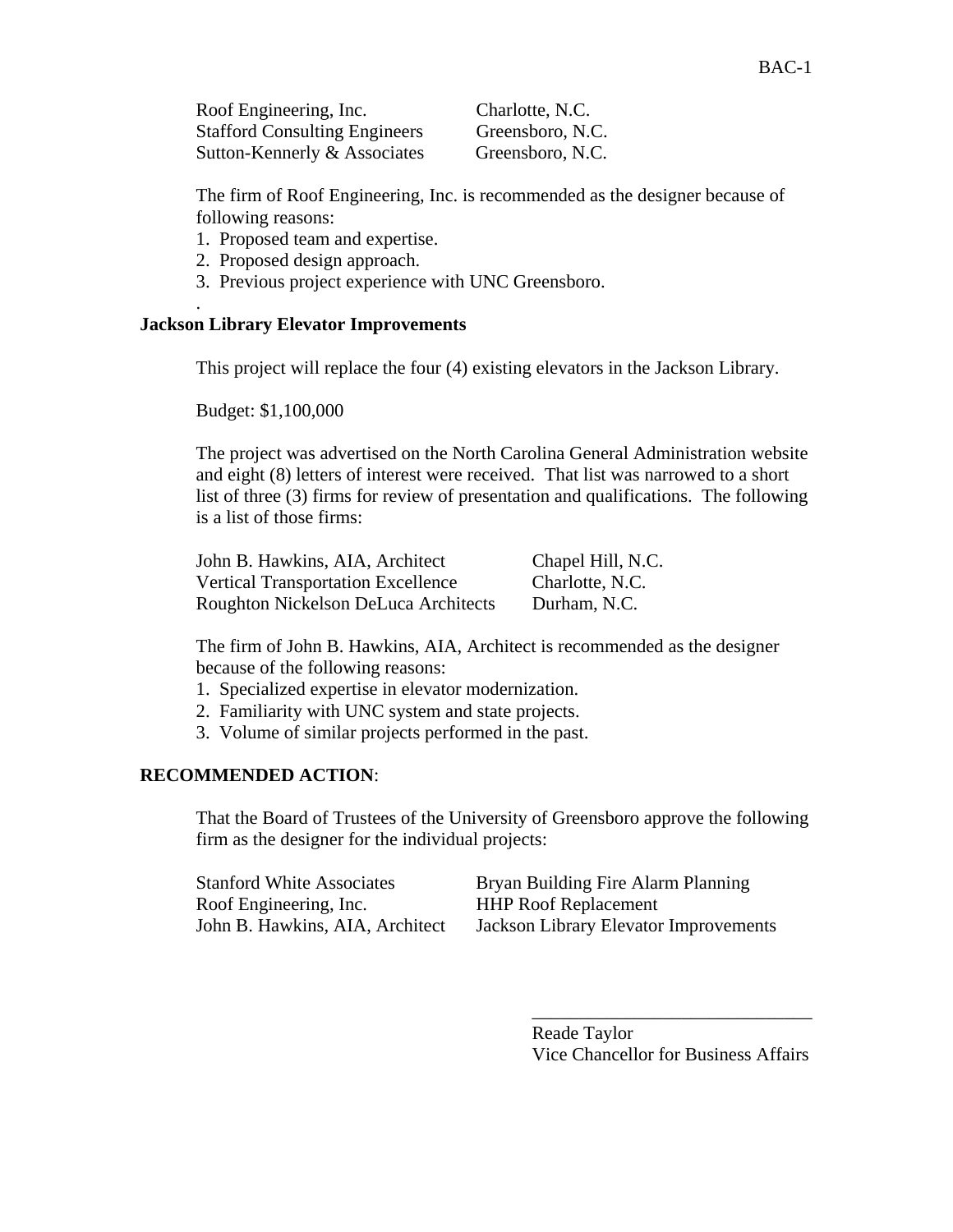| | |
|---|---|
| Roof Engineering, Inc. | Charlotte, N.C. |
| Stafford Consulting Engineers | Greensboro, N.C. |
| Sutton-Kennerly & Associates | Greensboro, N.C. |

The firm of Roof Engineering, Inc. is recommended as the designer because of following reasons:

1. Proposed team and expertise.
2. Proposed design approach.
3. Previous project experience with UNC Greensboro.

.

**Jackson Library Elevator Improvements**

This project will replace the four (4) existing elevators in the Jackson Library.

Budget: $1,100,000

The project was advertised on the North Carolina General Administration website and eight (8) letters of interest were received. That list was narrowed to a short list of three (3) firms for review of presentation and qualifications. The following is a list of those firms:

| | |
|---|---|
| John B. Hawkins, AIA, Architect | Chapel Hill, N.C. |
| Vertical Transportation Excellence | Charlotte, N.C. |
| Roughton Nickelson DeLuca Architects | Durham, N.C. |

The firm of John B. Hawkins, AIA, Architect is recommended as the designer because of the following reasons:

1. Specialized expertise in elevator modernization.
2. Familiarity with UNC system and state projects.
3. Volume of similar projects performed in the past.

**RECOMMENDED ACTION**:

That the Board of Trustees of the University of Greensboro approve the following firm as the designer for the individual projects:

| | |
|---|---|
| Stanford White Associates | Bryan Building Fire Alarm Planning |
| Roof Engineering, Inc. | HHP Roof Replacement |
| John B. Hawkins, AIA, Architect | Jackson Library Elevator Improvements |

\_\_\_\_\_\_\_\_\_\_\_\_\_\_\_\_\_\_\_\_\_\_\_\_\_\_\_\_\_\_

Reade Taylor
Vice Chancellor for Business Affairs